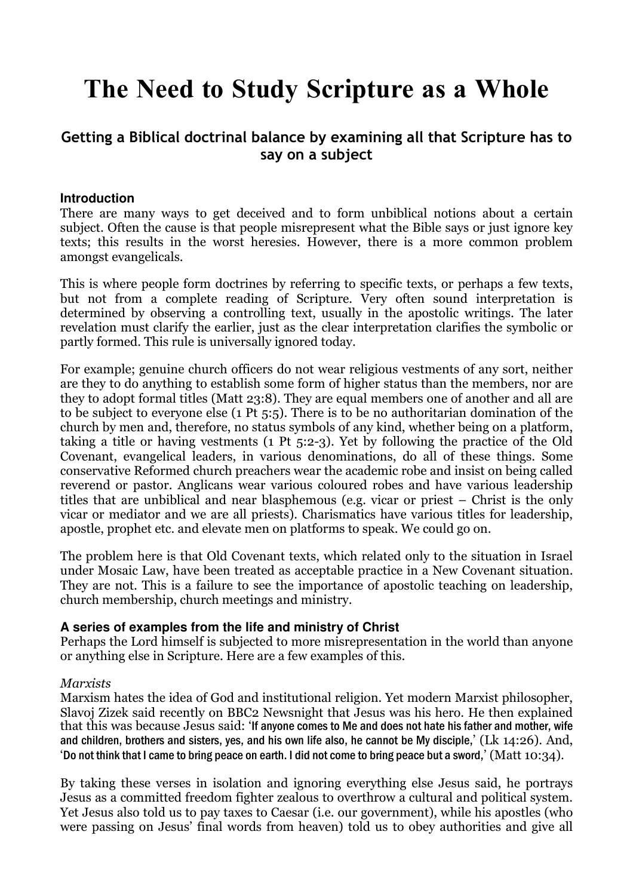# The Need to Study Scripture as a Whole

## Getting a Biblical doctrinal balance by examining all that Scripture has to say on a subject

### Introduction

There are many ways to get deceived and to form unbiblical notions about a certain subject. Often the cause is that people misrepresent what the Bible says or just ignore key texts; this results in the worst heresies. However, there is a more common problem amongst evangelicals.

This is where people form doctrines by referring to specific texts, or perhaps a few texts, but not from a complete reading of Scripture. Very often sound interpretation is determined by observing a controlling text, usually in the apostolic writings. The later revelation must clarify the earlier, just as the clear interpretation clarifies the symbolic or partly formed. This rule is universally ignored today.

For example; genuine church officers do not wear religious vestments of any sort, neither are they to do anything to establish some form of higher status than the members, nor are they to adopt formal titles (Matt 23:8). They are equal members one of another and all are to be subject to everyone else (1 Pt 5:5). There is to be no authoritarian domination of the church by men and, therefore, no status symbols of any kind, whether being on a platform, taking a title or having vestments (1 Pt 5:2-3). Yet by following the practice of the Old Covenant, evangelical leaders, in various denominations, do all of these things. Some conservative Reformed church preachers wear the academic robe and insist on being called reverend or pastor. Anglicans wear various coloured robes and have various leadership titles that are unbiblical and near blasphemous (e.g. vicar or priest – Christ is the only vicar or mediator and we are all priests). Charismatics have various titles for leadership, apostle, prophet etc. and elevate men on platforms to speak. We could go on.

The problem here is that Old Covenant texts, which related only to the situation in Israel under Mosaic Law, have been treated as acceptable practice in a New Covenant situation. They are not. This is a failure to see the importance of apostolic teaching on leadership, church membership, church meetings and ministry.

### A series of examples from the life and ministry of Christ

Perhaps the Lord himself is subjected to more misrepresentation in the world than anyone or anything else in Scripture. Here are a few examples of this.

*Marxists*

Marxism hates the idea of God and institutional religion. Yet modern Marxist philosopher, Slavoj Zizek said recently on BBC2 Newsnight that Jesus was his hero. He then explained that this was because Jesus said: 'If anyone comes to Me and does not hate his father and mother, wife and children, brothers and sisters, yes, and his own life also, he cannot be My disciple,' (Lk 14:26). And, 'Do not think that I came to bring peace on earth. I did not come to bring peace but a sword,' (Matt 10:34).

By taking these verses in isolation and ignoring everything else Jesus said, he portrays Jesus as a committed freedom fighter zealous to overthrow a cultural and political system. Yet Jesus also told us to pay taxes to Caesar (i.e. our government), while his apostles (who were passing on Jesus' final words from heaven) told us to obey authorities and give all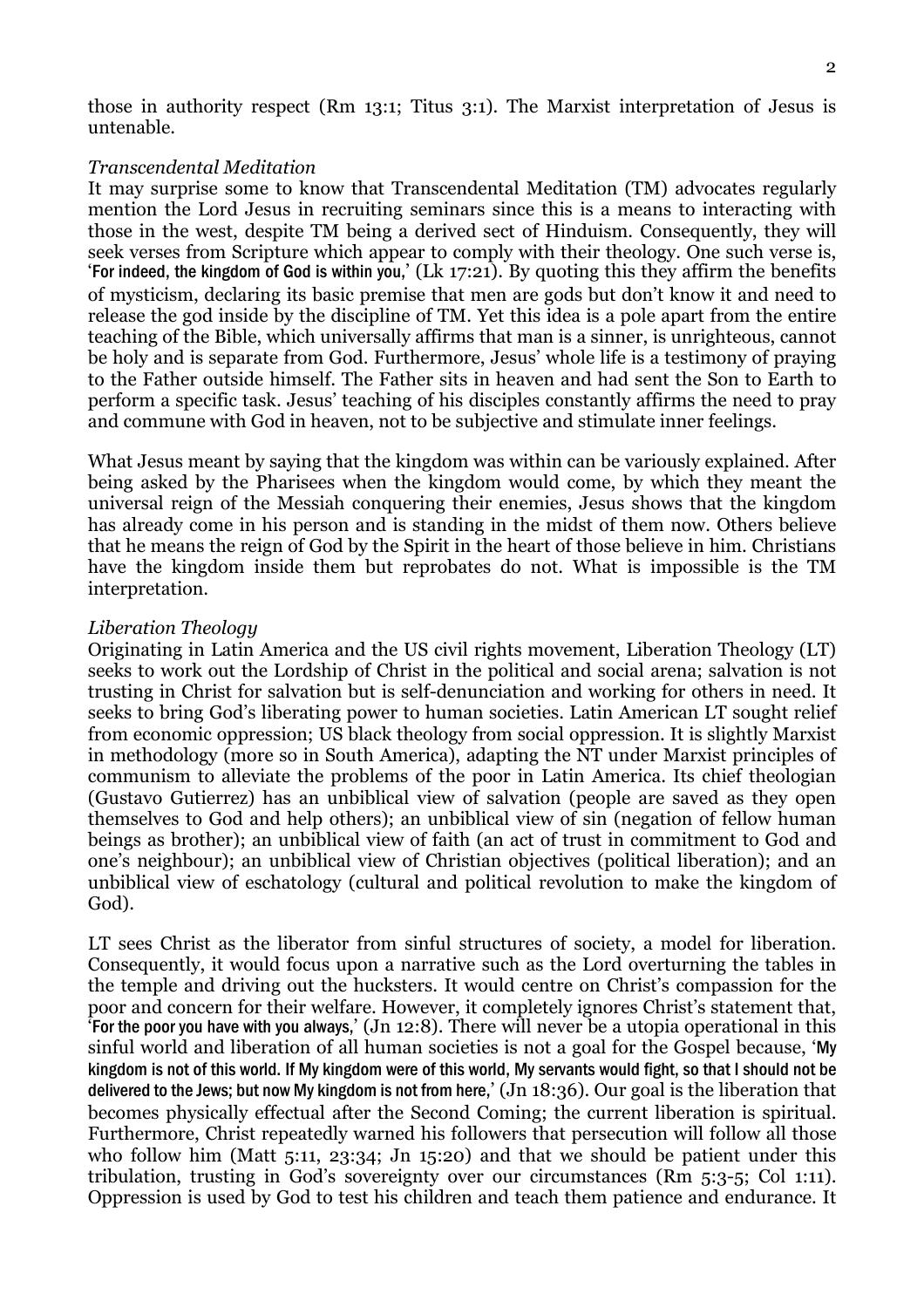those in authority respect (Rm 13:1; Titus 3:1). The Marxist interpretation of Jesus is untenable.

*Transcendental Meditation*

It may surprise some to know that Transcendental Meditation (TM) advocates regularly mention the Lord Jesus in recruiting seminars since this is a means to interacting with those in the west, despite TM being a derived sect of Hinduism. Consequently, they will seek verses from Scripture which appear to comply with their theology. One such verse is, 'For indeed, the kingdom of God is within you,' (Lk 17:21). By quoting this they affirm the benefits of mysticism, declaring its basic premise that men are gods but don't know it and need to release the god inside by the discipline of TM. Yet this idea is a pole apart from the entire teaching of the Bible, which universally affirms that man is a sinner, is unrighteous, cannot be holy and is separate from God. Furthermore, Jesus' whole life is a testimony of praying to the Father outside himself. The Father sits in heaven and had sent the Son to Earth to perform a specific task. Jesus' teaching of his disciples constantly affirms the need to pray and commune with God in heaven, not to be subjective and stimulate inner feelings.

What Jesus meant by saying that the kingdom was within can be variously explained. After being asked by the Pharisees when the kingdom would come, by which they meant the universal reign of the Messiah conquering their enemies, Jesus shows that the kingdom has already come in his person and is standing in the midst of them now. Others believe that he means the reign of God by the Spirit in the heart of those believe in him. Christians have the kingdom inside them but reprobates do not. What is impossible is the TM interpretation.

*Liberation Theology*

Originating in Latin America and the US civil rights movement, Liberation Theology (LT) seeks to work out the Lordship of Christ in the political and social arena; salvation is not trusting in Christ for salvation but is self-denunciation and working for others in need. It seeks to bring God's liberating power to human societies. Latin American LT sought relief from economic oppression; US black theology from social oppression. It is slightly Marxist in methodology (more so in South America), adapting the NT under Marxist principles of communism to alleviate the problems of the poor in Latin America. Its chief theologian (Gustavo Gutierrez) has an unbiblical view of salvation (people are saved as they open themselves to God and help others); an unbiblical view of sin (negation of fellow human beings as brother); an unbiblical view of faith (an act of trust in commitment to God and one's neighbour); an unbiblical view of Christian objectives (political liberation); and an unbiblical view of eschatology (cultural and political revolution to make the kingdom of God).

LT sees Christ as the liberator from sinful structures of society, a model for liberation. Consequently, it would focus upon a narrative such as the Lord overturning the tables in the temple and driving out the hucksters. It would centre on Christ's compassion for the poor and concern for their welfare. However, it completely ignores Christ's statement that, 'For the poor you have with you always,' (Jn 12:8). There will never be a utopia operational in this sinful world and liberation of all human societies is not a goal for the Gospel because, 'My kingdom is not of this world. If My kingdom were of this world, My servants would fight, so that I should not be delivered to the Jews; but now My kingdom is not from here,' (Jn 18:36). Our goal is the liberation that becomes physically effectual after the Second Coming; the current liberation is spiritual. Furthermore, Christ repeatedly warned his followers that persecution will follow all those who follow him (Matt 5:11, 23:34; Jn 15:20) and that we should be patient under this tribulation, trusting in God's sovereignty over our circumstances (Rm 5:3-5; Col 1:11). Oppression is used by God to test his children and teach them patience and endurance. It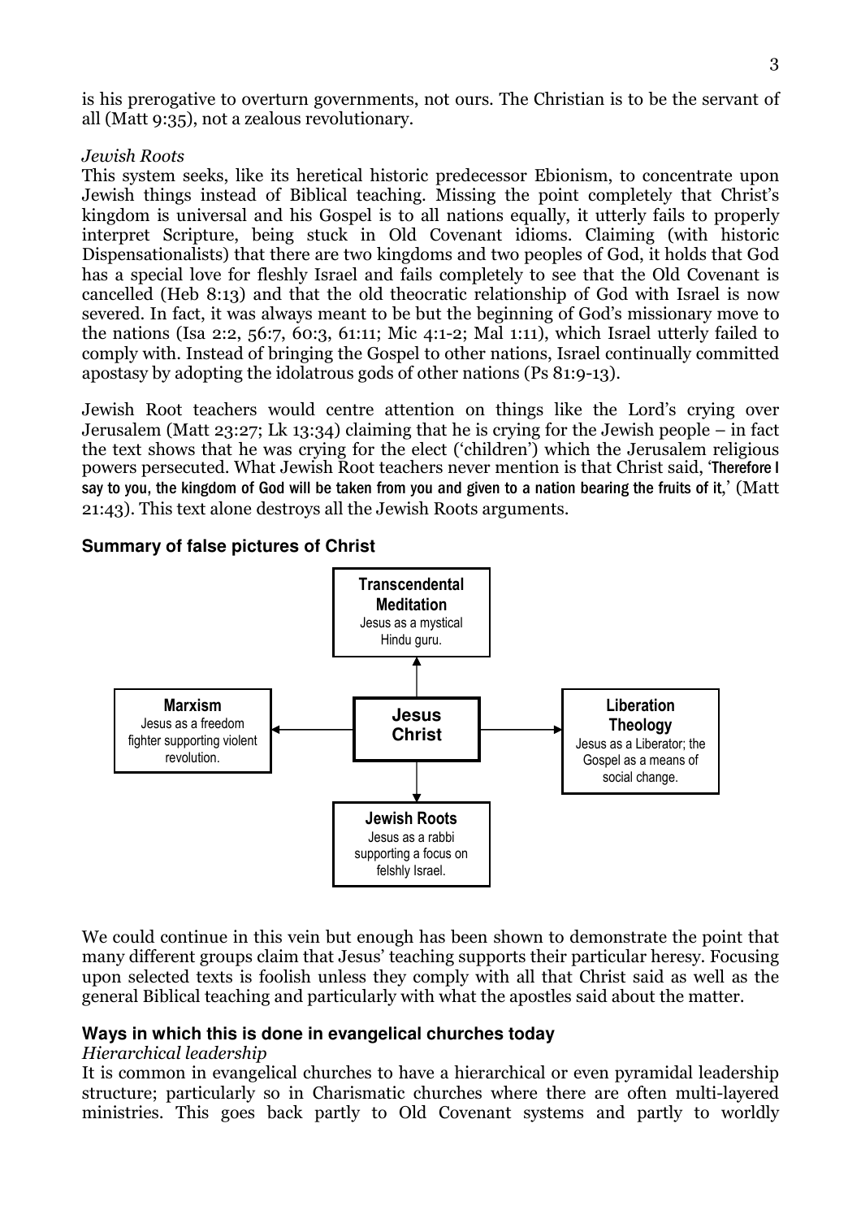is his prerogative to overturn governments, not ours. The Christian is to be the servant of all (Matt 9:35), not a zealous revolutionary.

*Jewish Roots*

This system seeks, like its heretical historic predecessor Ebionism, to concentrate upon Jewish things instead of Biblical teaching. Missing the point completely that Christ's kingdom is universal and his Gospel is to all nations equally, it utterly fails to properly interpret Scripture, being stuck in Old Covenant idioms. Claiming (with historic Dispensationalists) that there are two kingdoms and two peoples of God, it holds that God has a special love for fleshly Israel and fails completely to see that the Old Covenant is cancelled (Heb 8:13) and that the old theocratic relationship of God with Israel is now severed. In fact, it was always meant to be but the beginning of God's missionary move to the nations (Isa 2:2, 56:7, 60:3, 61:11; Mic 4:1-2; Mal 1:11), which Israel utterly failed to comply with. Instead of bringing the Gospel to other nations, Israel continually committed apostasy by adopting the idolatrous gods of other nations (Ps 81:9-13).

Jewish Root teachers would centre attention on things like the Lord's crying over Jerusalem (Matt 23:27; Lk 13:34) claiming that he is crying for the Jewish people – in fact the text shows that he was crying for the elect ('children') which the Jerusalem religious powers persecuted. What Jewish Root teachers never mention is that Christ said, 'Therefore I say to you, the kingdom of God will be taken from you and given to a nation bearing the fruits of it,' (Matt 21:43). This text alone destroys all the Jewish Roots arguments.

### Summary of false pictures of Christ

**Jesus Christ**

- **Transcendental Meditation** – Jesus as a mystical Hindu guru.
- **Marxism** – Jesus as a freedom fighter supporting violent revolution.
- **Liberation Theology** – Jesus as a Liberator; the Gospel as a means of social change.
- **Jewish Roots** – Jesus as a rabbi supporting a focus on felshly Israel.

We could continue in this vein but enough has been shown to demonstrate the point that many different groups claim that Jesus' teaching supports their particular heresy. Focusing upon selected texts is foolish unless they comply with all that Christ said as well as the general Biblical teaching and particularly with what the apostles said about the matter.

### Ways in which this is done in evangelical churches today

*Hierarchical leadership*

It is common in evangelical churches to have a hierarchical or even pyramidal leadership structure; particularly so in Charismatic churches where there are often multi-layered ministries. This goes back partly to Old Covenant systems and partly to worldly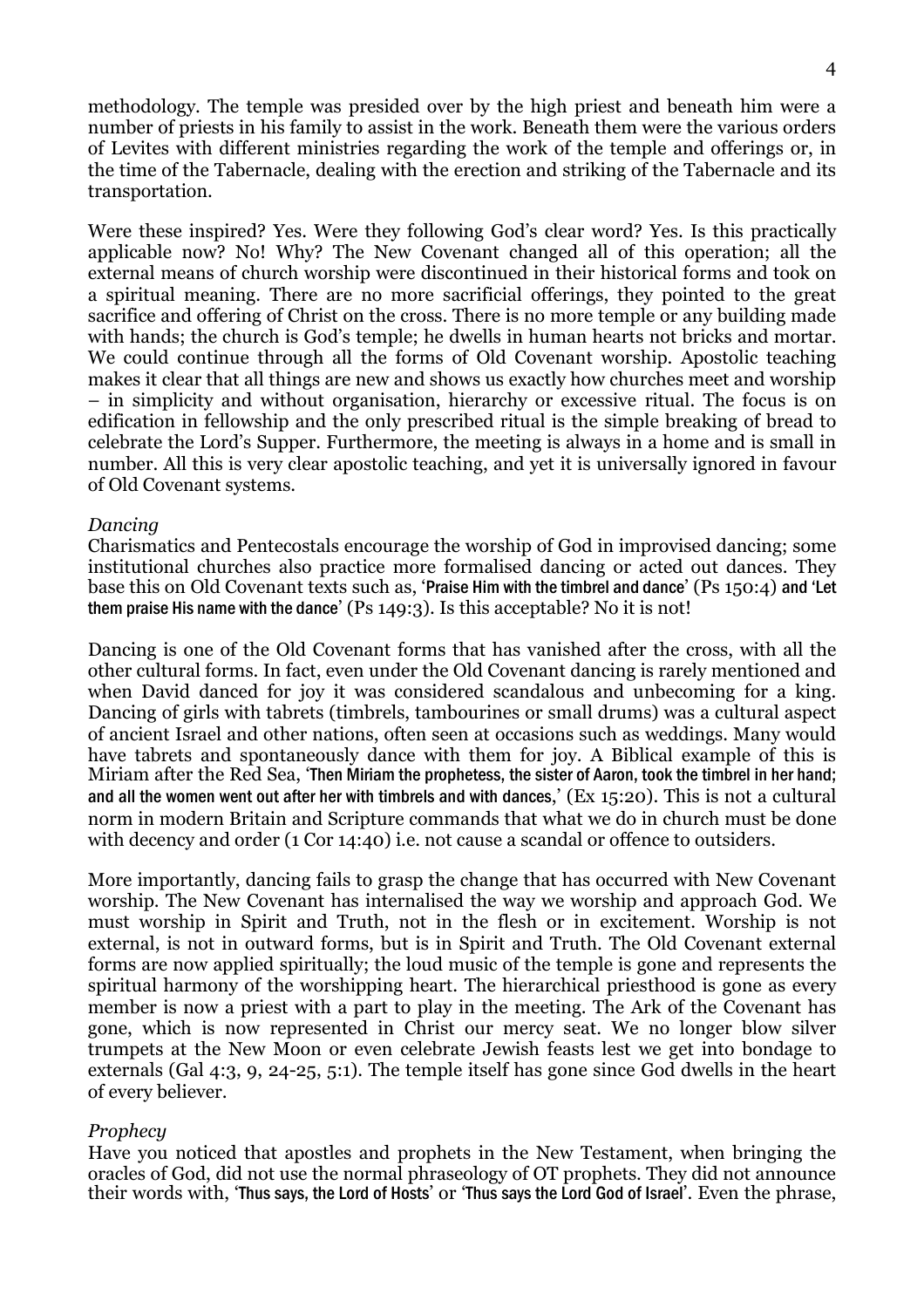methodology. The temple was presided over by the high priest and beneath him were a number of priests in his family to assist in the work. Beneath them were the various orders of Levites with different ministries regarding the work of the temple and offerings or, in the time of the Tabernacle, dealing with the erection and striking of the Tabernacle and its transportation.

Were these inspired? Yes. Were they following God's clear word? Yes. Is this practically applicable now? No! Why? The New Covenant changed all of this operation; all the external means of church worship were discontinued in their historical forms and took on a spiritual meaning. There are no more sacrificial offerings, they pointed to the great sacrifice and offering of Christ on the cross. There is no more temple or any building made with hands; the church is God's temple; he dwells in human hearts not bricks and mortar. We could continue through all the forms of Old Covenant worship. Apostolic teaching makes it clear that all things are new and shows us exactly how churches meet and worship – in simplicity and without organisation, hierarchy or excessive ritual. The focus is on edification in fellowship and the only prescribed ritual is the simple breaking of bread to celebrate the Lord's Supper. Furthermore, the meeting is always in a home and is small in number. All this is very clear apostolic teaching, and yet it is universally ignored in favour of Old Covenant systems.

*Dancing*

Charismatics and Pentecostals encourage the worship of God in improvised dancing; some institutional churches also practice more formalised dancing or acted out dances. They base this on Old Covenant texts such as, 'Praise Him with the timbrel and dance' (Ps 150:4) and 'Let them praise His name with the dance' (Ps 149:3). Is this acceptable? No it is not!

Dancing is one of the Old Covenant forms that has vanished after the cross, with all the other cultural forms. In fact, even under the Old Covenant dancing is rarely mentioned and when David danced for joy it was considered scandalous and unbecoming for a king. Dancing of girls with tabrets (timbrels, tambourines or small drums) was a cultural aspect of ancient Israel and other nations, often seen at occasions such as weddings. Many would have tabrets and spontaneously dance with them for joy. A Biblical example of this is Miriam after the Red Sea, 'Then Miriam the prophetess, the sister of Aaron, took the timbrel in her hand; and all the women went out after her with timbrels and with dances,' (Ex 15:20). This is not a cultural norm in modern Britain and Scripture commands that what we do in church must be done with decency and order (1 Cor 14:40) i.e. not cause a scandal or offence to outsiders.

More importantly, dancing fails to grasp the change that has occurred with New Covenant worship. The New Covenant has internalised the way we worship and approach God. We must worship in Spirit and Truth, not in the flesh or in excitement. Worship is not external, is not in outward forms, but is in Spirit and Truth. The Old Covenant external forms are now applied spiritually; the loud music of the temple is gone and represents the spiritual harmony of the worshipping heart. The hierarchical priesthood is gone as every member is now a priest with a part to play in the meeting. The Ark of the Covenant has gone, which is now represented in Christ our mercy seat. We no longer blow silver trumpets at the New Moon or even celebrate Jewish feasts lest we get into bondage to externals (Gal 4:3, 9, 24-25, 5:1). The temple itself has gone since God dwells in the heart of every believer.

*Prophecy*

Have you noticed that apostles and prophets in the New Testament, when bringing the oracles of God, did not use the normal phraseology of OT prophets. They did not announce their words with, 'Thus says, the Lord of Hosts' or 'Thus says the Lord God of Israel'. Even the phrase,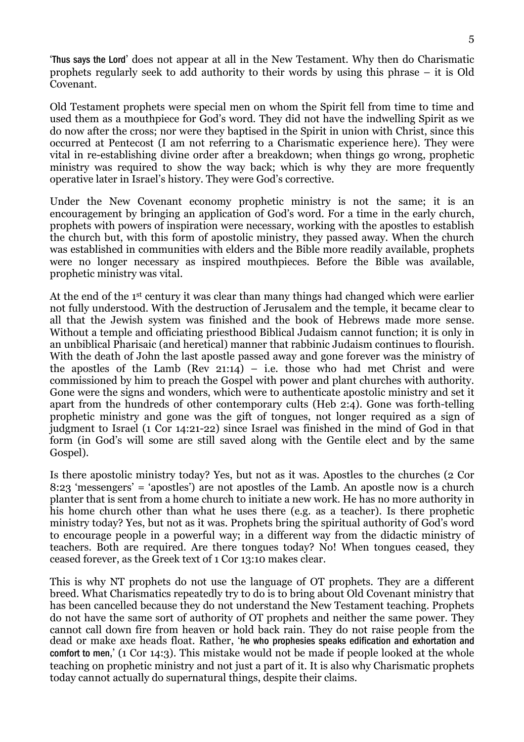'Thus says the Lord' does not appear at all in the New Testament. Why then do Charismatic prophets regularly seek to add authority to their words by using this phrase – it is Old Covenant.

Old Testament prophets were special men on whom the Spirit fell from time to time and used them as a mouthpiece for God's word. They did not have the indwelling Spirit as we do now after the cross; nor were they baptised in the Spirit in union with Christ, since this occurred at Pentecost (I am not referring to a Charismatic experience here). They were vital in re-establishing divine order after a breakdown; when things go wrong, prophetic ministry was required to show the way back; which is why they are more frequently operative later in Israel's history. They were God's corrective.

Under the New Covenant economy prophetic ministry is not the same; it is an encouragement by bringing an application of God's word. For a time in the early church, prophets with powers of inspiration were necessary, working with the apostles to establish the church but, with this form of apostolic ministry, they passed away. When the church was established in communities with elders and the Bible more readily available, prophets were no longer necessary as inspired mouthpieces. Before the Bible was available, prophetic ministry was vital.

At the end of the 1st century it was clear than many things had changed which were earlier not fully understood. With the destruction of Jerusalem and the temple, it became clear to all that the Jewish system was finished and the book of Hebrews made more sense. Without a temple and officiating priesthood Biblical Judaism cannot function; it is only in an unbiblical Pharisaic (and heretical) manner that rabbinic Judaism continues to flourish. With the death of John the last apostle passed away and gone forever was the ministry of the apostles of the Lamb (Rev 21:14) – i.e. those who had met Christ and were commissioned by him to preach the Gospel with power and plant churches with authority. Gone were the signs and wonders, which were to authenticate apostolic ministry and set it apart from the hundreds of other contemporary cults (Heb 2:4). Gone was forth-telling prophetic ministry and gone was the gift of tongues, not longer required as a sign of judgment to Israel (1 Cor 14:21-22) since Israel was finished in the mind of God in that form (in God's will some are still saved along with the Gentile elect and by the same Gospel).

Is there apostolic ministry today? Yes, but not as it was. Apostles to the churches (2 Cor 8:23 'messengers' = 'apostles') are not apostles of the Lamb. An apostle now is a church planter that is sent from a home church to initiate a new work. He has no more authority in his home church other than what he uses there (e.g. as a teacher). Is there prophetic ministry today? Yes, but not as it was. Prophets bring the spiritual authority of God's word to encourage people in a powerful way; in a different way from the didactic ministry of teachers. Both are required. Are there tongues today? No! When tongues ceased, they ceased forever, as the Greek text of 1 Cor 13:10 makes clear.

This is why NT prophets do not use the language of OT prophets. They are a different breed. What Charismatics repeatedly try to do is to bring about Old Covenant ministry that has been cancelled because they do not understand the New Testament teaching. Prophets do not have the same sort of authority of OT prophets and neither the same power. They cannot call down fire from heaven or hold back rain. They do not raise people from the dead or make axe heads float. Rather, 'he who prophesies speaks edification and exhortation and comfort to men,' (1 Cor 14:3). This mistake would not be made if people looked at the whole teaching on prophetic ministry and not just a part of it. It is also why Charismatic prophets today cannot actually do supernatural things, despite their claims.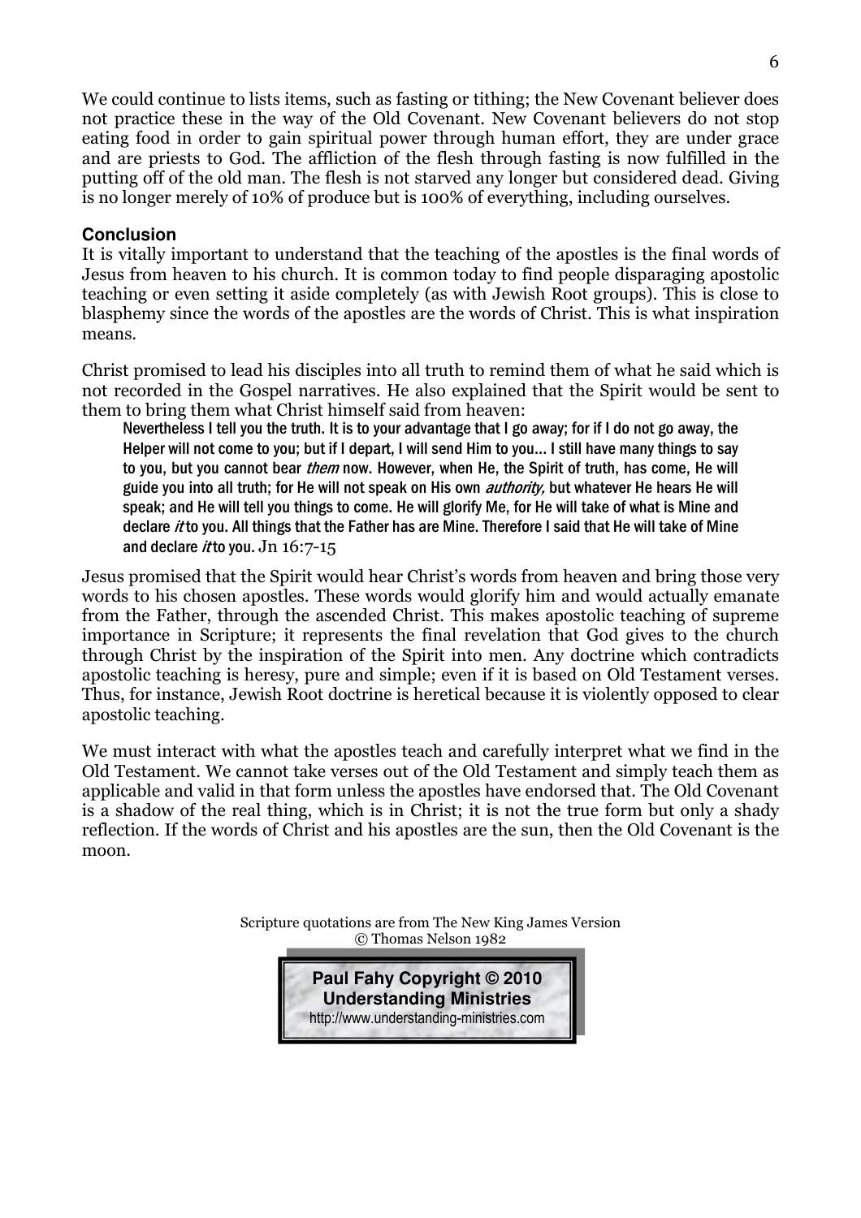We could continue to lists items, such as fasting or tithing; the New Covenant believer does not practice these in the way of the Old Covenant. New Covenant believers do not stop eating food in order to gain spiritual power through human effort, they are under grace and are priests to God. The affliction of the flesh through fasting is now fulfilled in the putting off of the old man. The flesh is not starved any longer but considered dead. Giving is no longer merely of 10% of produce but is 100% of everything, including ourselves.

### Conclusion

It is vitally important to understand that the teaching of the apostles is the final words of Jesus from heaven to his church. It is common today to find people disparaging apostolic teaching or even setting it aside completely (as with Jewish Root groups). This is close to blasphemy since the words of the apostles are the words of Christ. This is what inspiration means.

Christ promised to lead his disciples into all truth to remind them of what he said which is not recorded in the Gospel narratives. He also explained that the Spirit would be sent to them to bring them what Christ himself said from heaven:

> Nevertheless I tell you the truth. It is to your advantage that I go away; for if I do not go away, the Helper will not come to you; but if I depart, I will send Him to you… I still have many things to say to you, but you cannot bear *them* now. However, when He, the Spirit of truth, has come, He will guide you into all truth; for He will not speak on His own *authority,* but whatever He hears He will speak; and He will tell you things to come. He will glorify Me, for He will take of what is Mine and declare *it* to you. All things that the Father has are Mine. Therefore I said that He will take of Mine and declare *it* to you. Jn 16:7-15

Jesus promised that the Spirit would hear Christ's words from heaven and bring those very words to his chosen apostles. These words would glorify him and would actually emanate from the Father, through the ascended Christ. This makes apostolic teaching of supreme importance in Scripture; it represents the final revelation that God gives to the church through Christ by the inspiration of the Spirit into men. Any doctrine which contradicts apostolic teaching is heresy, pure and simple; even if it is based on Old Testament verses. Thus, for instance, Jewish Root doctrine is heretical because it is violently opposed to clear apostolic teaching.

We must interact with what the apostles teach and carefully interpret what we find in the Old Testament. We cannot take verses out of the Old Testament and simply teach them as applicable and valid in that form unless the apostles have endorsed that. The Old Covenant is a shadow of the real thing, which is in Christ; it is not the true form but only a shady reflection. If the words of Christ and his apostles are the sun, then the Old Covenant is the moon.

Scripture quotations are from The New King James Version
© Thomas Nelson 1982

**Paul Fahy Copyright © 2010**
**Understanding Ministries**
http://www.understanding-ministries.com